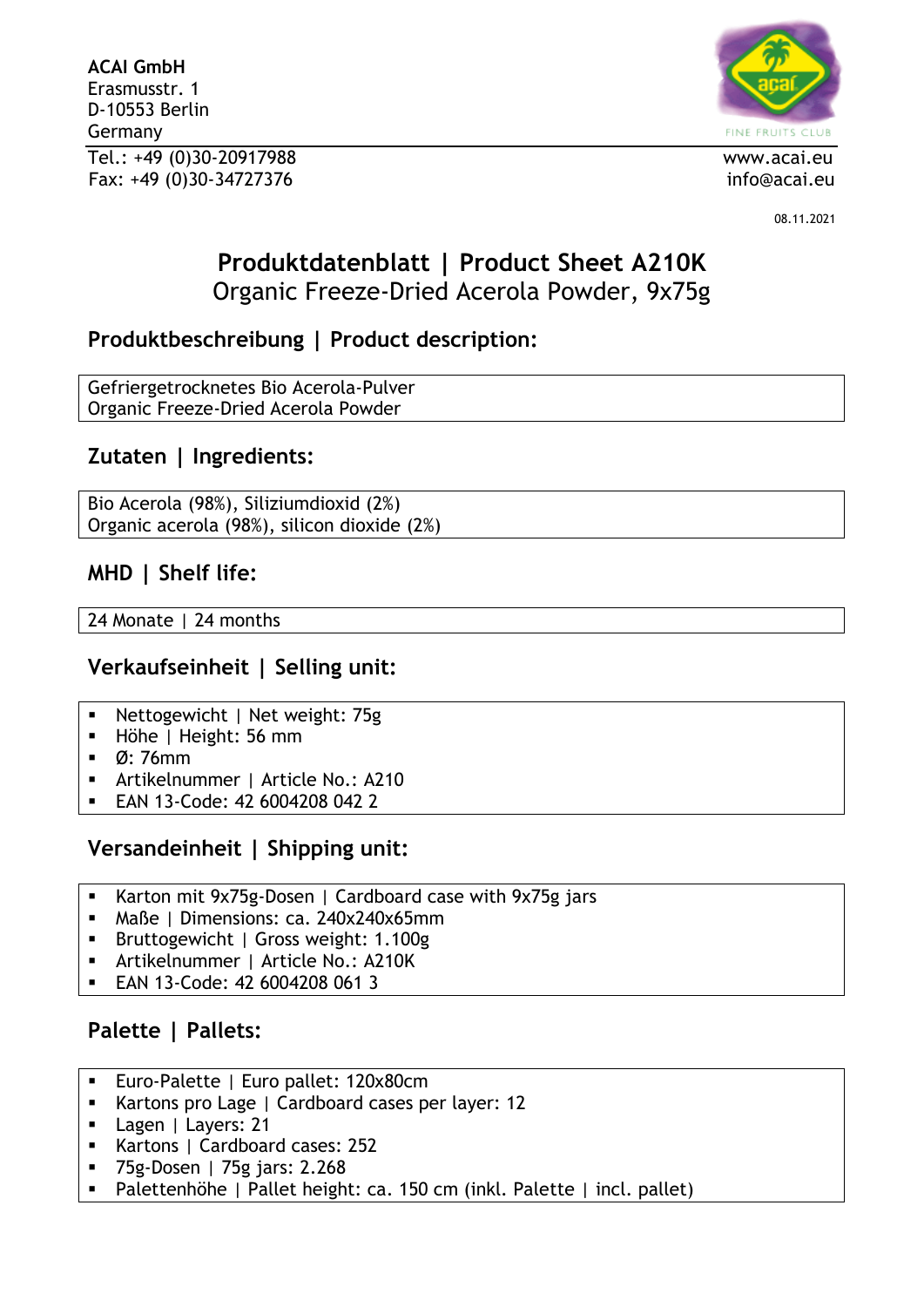**ACAI GmbH**
Erasmusstr. 1
D-10553 Berlin
Germany
Tel.: +49 (0)30-20917988
Fax: +49 (0)30-34727376

FINE FRUITS CLUB

www.acai.eu
info@acai.eu

08.11.2021

# Produktdatenblatt | Product Sheet A210K

Organic Freeze-Dried Acerola Powder, 9x75g

## Produktbeschreibung | Product description:

Gefriergetrocknetes Bio Acerola-Pulver
Organic Freeze-Dried Acerola Powder

## Zutaten | Ingredients:

Bio Acerola (98%), Siliziumdioxid (2%)
Organic acerola (98%), silicon dioxide (2%)

## MHD | Shelf life:

24 Monate | 24 months

## Verkaufseinheit | Selling unit:

- Nettogewicht | Net weight: 75g
- Höhe | Height: 56 mm
- Ø: 76mm
- Artikelnummer | Article No.: A210
- EAN 13-Code: 42 6004208 042 2

## Versandeinheit | Shipping unit:

- Karton mit 9x75g-Dosen | Cardboard case with 9x75g jars
- Maße | Dimensions: ca. 240x240x65mm
- Bruttogewicht | Gross weight: 1.100g
- Artikelnummer | Article No.: A210K
- EAN 13-Code: 42 6004208 061 3

## Palette | Pallets:

- Euro-Palette | Euro pallet: 120x80cm
- Kartons pro Lage | Cardboard cases per layer: 12
- Lagen | Layers: 21
- Kartons | Cardboard cases: 252
- 75g-Dosen | 75g jars: 2.268
- Palettenhöhe | Pallet height: ca. 150 cm (inkl. Palette | incl. pallet)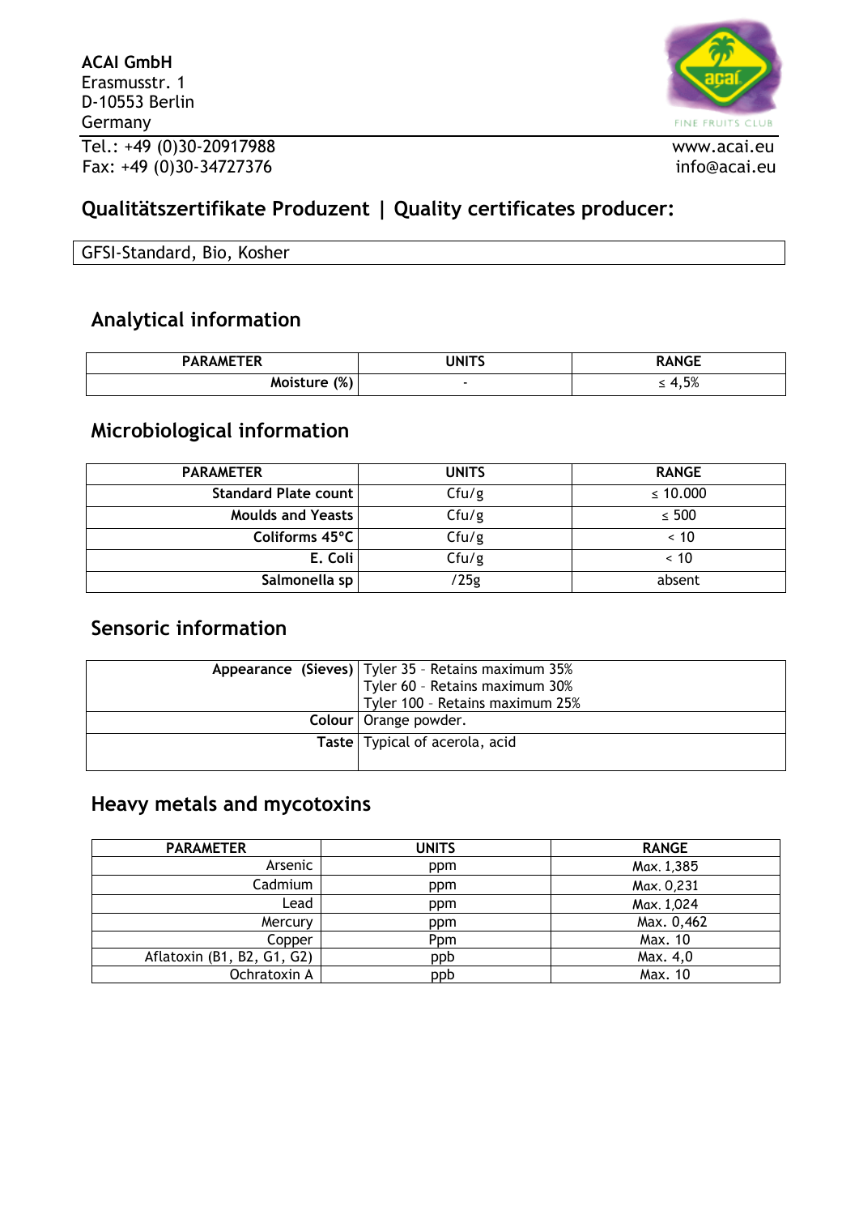**ACAI GmbH**
Erasmusstr. 1
D-10553 Berlin
Germany

Tel.: +49 (0)30-20917988
Fax: +49 (0)30-34727376

www.acai.eu
info@acai.eu

## Qualitätszertifikate Produzent | Quality certificates producer:

GFSI-Standard, Bio, Kosher

### Analytical information

| PARAMETER | UNITS | RANGE |
|---|---|---|
| Moisture (%) | - | ≤ 4,5% |

### Microbiological information

| PARAMETER | UNITS | RANGE |
|---|---|---|
| Standard Plate count | Cfu/g | ≤ 10.000 |
| Moulds and Yeasts | Cfu/g | ≤ 500 |
| Coliforms 45°C | Cfu/g | < 10 |
| E. Coli | Cfu/g | < 10 |
| Salmonella sp | /25g | absent |

### Sensoric information

| | |
|---|---|
| Appearance (Sieves) | Tyler 35 - Retains maximum 35%<br>Tyler 60 - Retains maximum 30%<br>Tyler 100 - Retains maximum 25% |
| Colour | Orange powder. |
| Taste | Typical of acerola, acid |

### Heavy metals and mycotoxins

| PARAMETER | UNITS | RANGE |
|---|---|---|
| Arsenic | ppm | Max. 1,385 |
| Cadmium | ppm | Max. 0,231 |
| Lead | ppm | Max. 1,024 |
| Mercury | ppm | Max. 0,462 |
| Copper | Ppm | Max. 10 |
| Aflatoxin (B1, B2, G1, G2) | ppb | Max. 4,0 |
| Ochratoxin A | ppb | Max. 10 |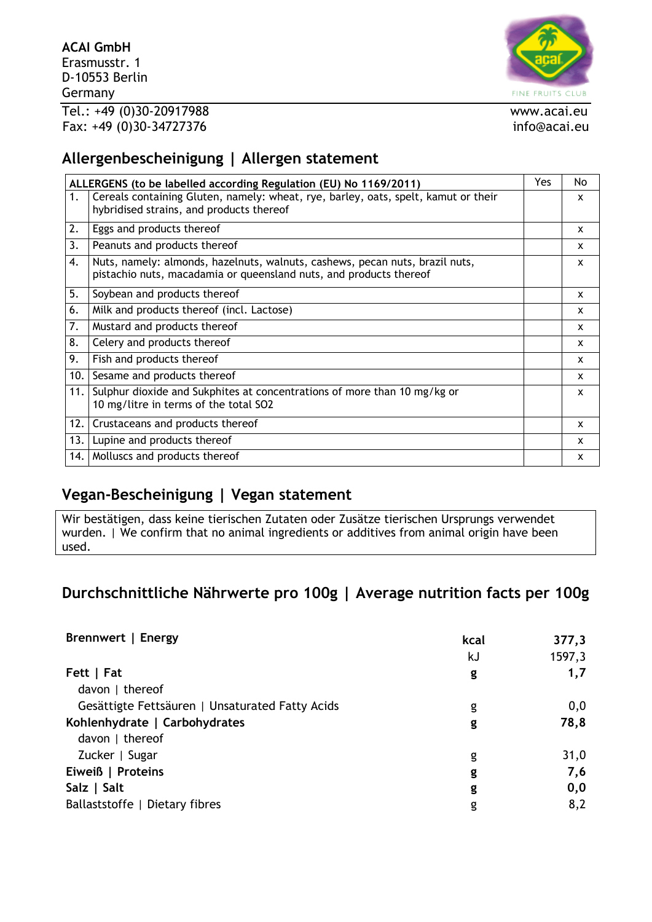**ACAI GmbH**
Erasmusstr. 1
D-10553 Berlin
Germany

Tel.: +49 (0)30-20917988
Fax: +49 (0)30-34727376

FINE FRUITS CLUB

www.acai.eu
info@acai.eu

## Allergenbescheinigung | Allergen statement

| ALLERGENS (to be labelled according Regulation (EU) No 1169/2011) | | Yes | No |
|---|---|---|---|
| 1. | Cereals containing Gluten, namely: wheat, rye, barley, oats, spelt, kamut or their hybridised strains, and products thereof | | x |
| 2. | Eggs and products thereof | | x |
| 3. | Peanuts and products thereof | | x |
| 4. | Nuts, namely: almonds, hazelnuts, walnuts, cashews, pecan nuts, brazil nuts, pistachio nuts, macadamia or queensland nuts, and products thereof | | x |
| 5. | Soybean and products thereof | | x |
| 6. | Milk and products thereof (incl. Lactose) | | x |
| 7. | Mustard and products thereof | | x |
| 8. | Celery and products thereof | | x |
| 9. | Fish and products thereof | | x |
| 10. | Sesame and products thereof | | x |
| 11. | Sulphur dioxide and Sukphites at concentrations of more than 10 mg/kg or 10 mg/litre in terms of the total SO2 | | x |
| 12. | Crustaceans and products thereof | | x |
| 13. | Lupine and products thereof | | x |
| 14. | Molluscs and products thereof | | x |

## Vegan-Bescheinigung | Vegan statement

Wir bestätigen, dass keine tierischen Zutaten oder Zusätze tierischen Ursprungs verwendet wurden. | We confirm that no animal ingredients or additives from animal origin have been used.

## Durchschnittliche Nährwerte pro 100g | Average nutrition facts per 100g

| | | |
|---|---|---|
| **Brennwert \| Energy** | **kcal** | **377,3** |
| | kJ | 1597,3 |
| **Fett \| Fat** | **g** | **1,7** |
| davon \| thereof | | |
| Gesättigte Fettsäuren \| Unsaturated Fatty Acids | g | 0,0 |
| **Kohlenhydrate \| Carbohydrates** | **g** | **78,8** |
| davon \| thereof | | |
| Zucker \| Sugar | g | 31,0 |
| **Eiweiß \| Proteins** | **g** | **7,6** |
| **Salz \| Salt** | **g** | **0,0** |
| Ballaststoffe \| Dietary fibres | g | 8,2 |